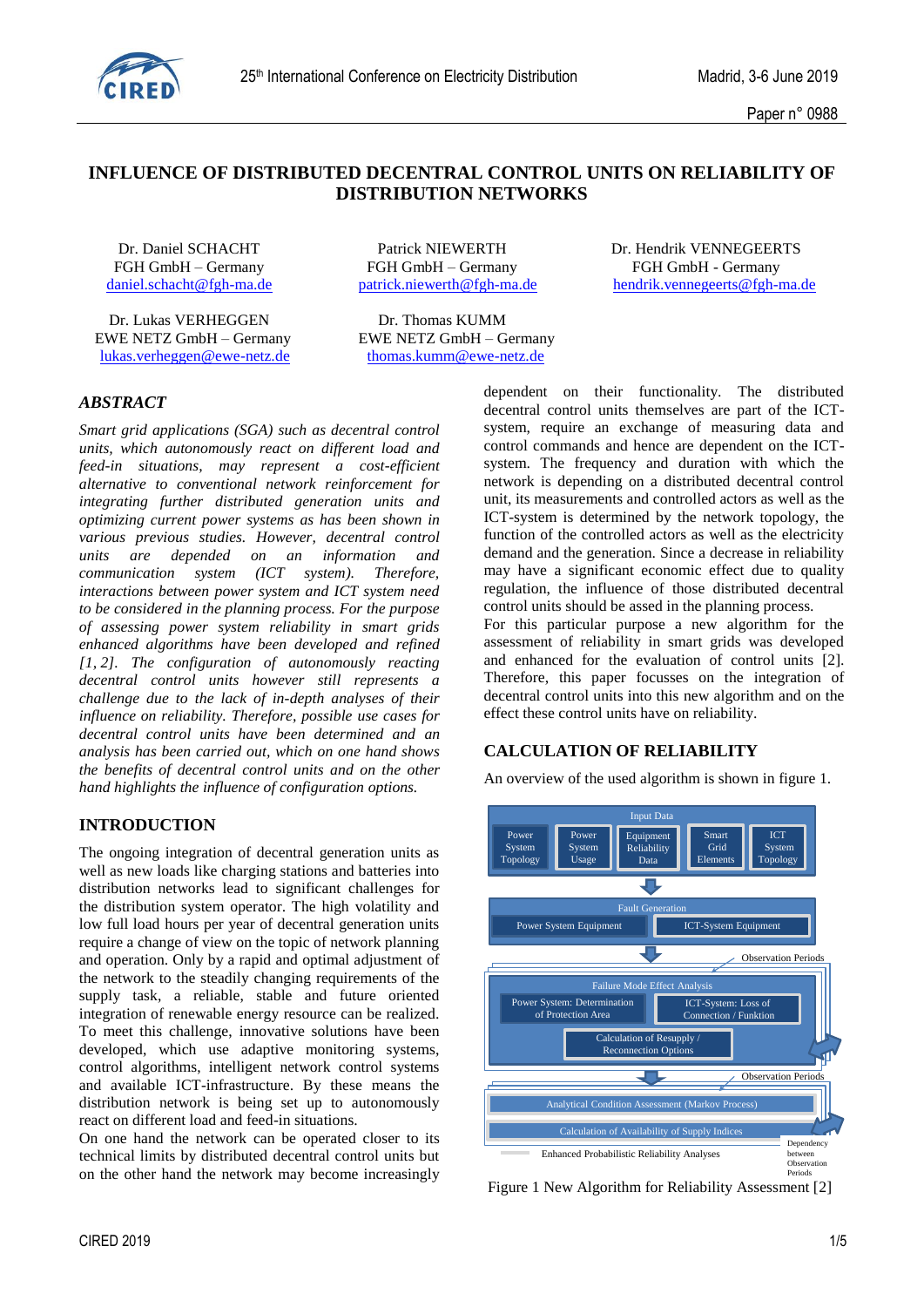# INFLUENCE OF DISTRIBUTED DECENTRAL CONTROL UNITS ON RELIABILITY OF DISTRIBUTION NETWORKS

Dr. Daniel SCHACHT
FGH GmbH – Germany
daniel.schacht@fgh-ma.de

Patrick NIEWERTH
FGH GmbH – Germany
patrick.niewerth@fgh-ma.de

Dr. Hendrik VENNEGEERTS
FGH GmbH - Germany
hendrik.vennegeerts@fgh-ma.de

Dr. Lukas VERHEGGEN
EWE NETZ GmbH – Germany
lukas.verheggen@ewe-netz.de

Dr. Thomas KUMM
EWE NETZ GmbH – Germany
thomas.kumm@ewe-netz.de

## ABSTRACT

*Smart grid applications (SGA) such as decentral control units, which autonomously react on different load and feed-in situations, may represent a cost-efficient alternative to conventional network reinforcement for integrating further distributed generation units and optimizing current power systems as has been shown in various previous studies. However, decentral control units are depended on an information and communication system (ICT system). Therefore, interactions between power system and ICT system need to be considered in the planning process. For the purpose of assessing power system reliability in smart grids enhanced algorithms have been developed and refined [1, 2]. The configuration of autonomously reacting decentral control units however still represents a challenge due to the lack of in-depth analyses of their influence on reliability. Therefore, possible use cases for decentral control units have been determined and an analysis has been carried out, which on one hand shows the benefits of decentral control units and on the other hand highlights the influence of configuration options.*

## INTRODUCTION

The ongoing integration of decentral generation units as well as new loads like charging stations and batteries into distribution networks lead to significant challenges for the distribution system operator. The high volatility and low full load hours per year of decentral generation units require a change of view on the topic of network planning and operation. Only by a rapid and optimal adjustment of the network to the steadily changing requirements of the supply task, a reliable, stable and future oriented integration of renewable energy resource can be realized. To meet this challenge, innovative solutions have been developed, which use adaptive monitoring systems, control algorithms, intelligent network control systems and available ICT-infrastructure. By these means the distribution network is being set up to autonomously react on different load and feed-in situations.

On one hand the network can be operated closer to its technical limits by distributed decentral control units but on the other hand the network may become increasingly dependent on their functionality. The distributed decentral control units themselves are part of the ICT-system, require an exchange of measuring data and control commands and hence are dependent on the ICT-system. The frequency and duration with which the network is depending on a distributed decentral control unit, its measurements and controlled actors as well as the ICT-system is determined by the network topology, the function of the controlled actors as well as the electricity demand and the generation. Since a decrease in reliability may have a significant economic effect due to quality regulation, the influence of those distributed decentral control units should be assed in the planning process.

For this particular purpose a new algorithm for the assessment of reliability in smart grids was developed and enhanced for the evaluation of control units [2]. Therefore, this paper focusses on the integration of decentral control units into this new algorithm and on the effect these control units have on reliability.

## CALCULATION OF RELIABILITY

An overview of the used algorithm is shown in figure 1.

Input Data: Power System Topology | Power System Usage | Equipment Reliability Data | Smart Grid Elements | ICT System Topology

Fault Generation: Power System Equipment | ICT-System Equipment

Observation Periods

Failure Mode Effect Analysis: Power System: Determination of Protection Area | ICT-System: Loss of Connection / Funktion | Calculation of Resupply / Reconnection Options

Observation Periods

Analytical Condition Assessment (Markov Process)

Calculation of Availability of Supply Indices

Enhanced Probabilistic Reliability Analyses | Dependency between Observation Periods

Figure 1 New Algorithm for Reliability Assessment [2]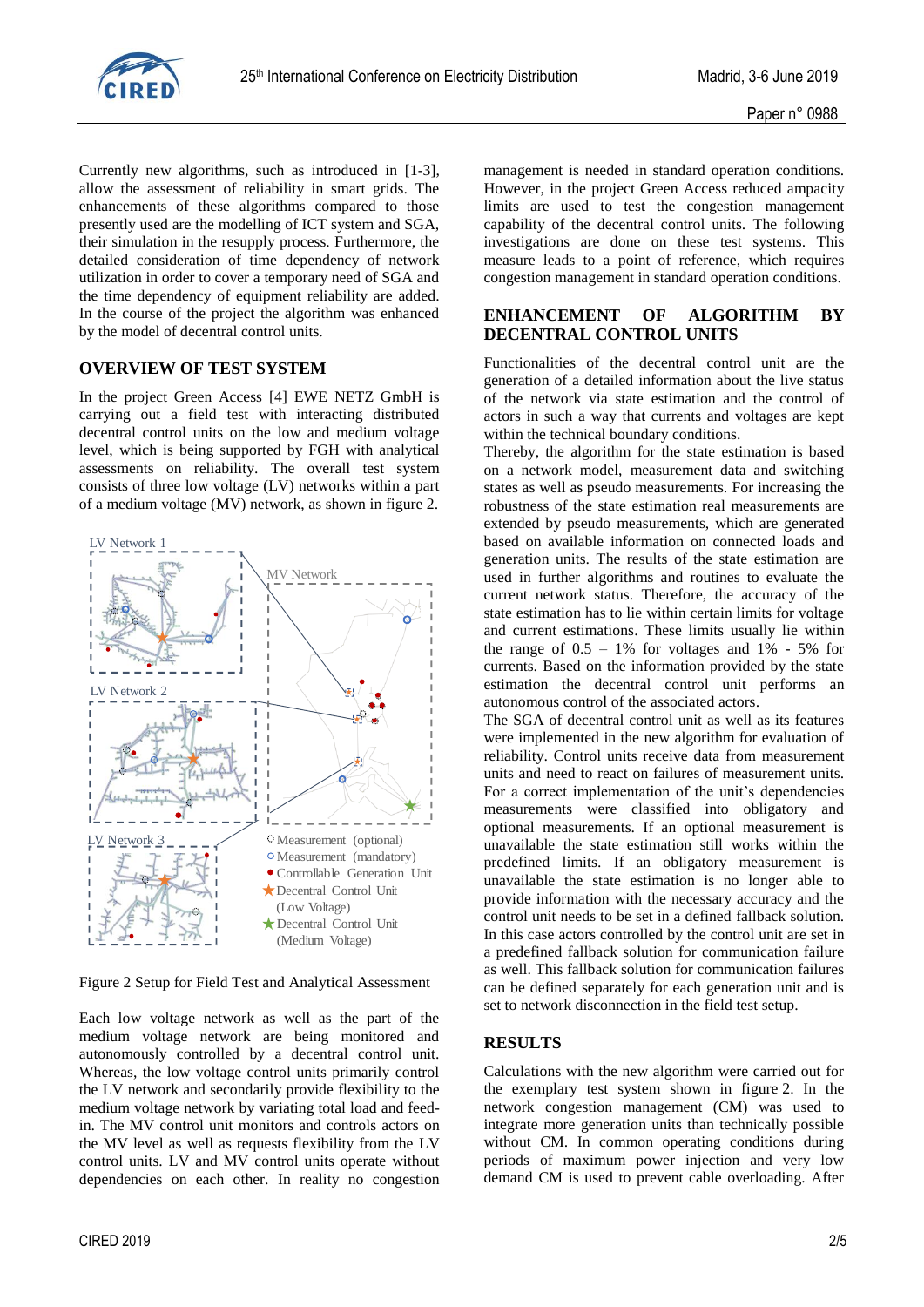Currently new algorithms, such as introduced in [1-3], allow the assessment of reliability in smart grids. The enhancements of these algorithms compared to those presently used are the modelling of ICT system and SGA, their simulation in the resupply process. Furthermore, the detailed consideration of time dependency of network utilization in order to cover a temporary need of SGA and the time dependency of equipment reliability are added. In the course of the project the algorithm was enhanced by the model of decentral control units.

## OVERVIEW OF TEST SYSTEM

In the project Green Access [4] EWE NETZ GmbH is carrying out a field test with interacting distributed decentral control units on the low and medium voltage level, which is being supported by FGH with analytical assessments on reliability. The overall test system consists of three low voltage (LV) networks within a part of a medium voltage (MV) network, as shown in figure 2.

Figure 2 Setup for Field Test and Analytical Assessment

Each low voltage network as well as the part of the medium voltage network are being monitored and autonomously controlled by a decentral control unit. Whereas, the low voltage control units primarily control the LV network and secondarily provide flexibility to the medium voltage network by variating total load and feed-in. The MV control unit monitors and controls actors on the MV level as well as requests flexibility from the LV control units. LV and MV control units operate without dependencies on each other. In reality no congestion management is needed in standard operation conditions. However, in the project Green Access reduced ampacity limits are used to test the congestion management capability of the decentral control units. The following investigations are done on these test systems. This measure leads to a point of reference, which requires congestion management in standard operation conditions.

## ENHANCEMENT OF ALGORITHM BY DECENTRAL CONTROL UNITS

Functionalities of the decentral control unit are the generation of a detailed information about the live status of the network via state estimation and the control of actors in such a way that currents and voltages are kept within the technical boundary conditions.

Thereby, the algorithm for the state estimation is based on a network model, measurement data and switching states as well as pseudo measurements. For increasing the robustness of the state estimation real measurements are extended by pseudo measurements, which are generated based on available information on connected loads and generation units. The results of the state estimation are used in further algorithms and routines to evaluate the current network status. Therefore, the accuracy of the state estimation has to lie within certain limits for voltage and current estimations. These limits usually lie within the range of 0.5 – 1% for voltages and 1% - 5% for currents. Based on the information provided by the state estimation the decentral control unit performs an autonomous control of the associated actors.

The SGA of decentral control unit as well as its features were implemented in the new algorithm for evaluation of reliability. Control units receive data from measurement units and need to react on failures of measurement units. For a correct implementation of the unit's dependencies measurements were classified into obligatory and optional measurements. If an optional measurement is unavailable the state estimation still works within the predefined limits. If an obligatory measurement is unavailable the state estimation is no longer able to provide information with the necessary accuracy and the control unit needs to be set in a defined fallback solution. In this case actors controlled by the control unit are set in a predefined fallback solution for communication failure as well. This fallback solution for communication failures can be defined separately for each generation unit and is set to network disconnection in the field test setup.

## RESULTS

Calculations with the new algorithm were carried out for the exemplary test system shown in figure 2. In the network congestion management (CM) was used to integrate more generation units than technically possible without CM. In common operating conditions during periods of maximum power injection and very low demand CM is used to prevent cable overloading. After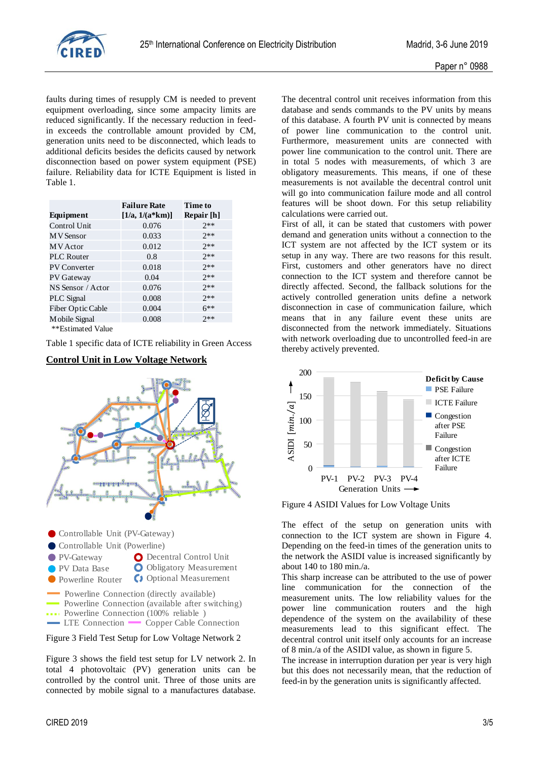faults during times of resupply CM is needed to prevent equipment overloading, since some ampacity limits are reduced significantly. If the necessary reduction in feed-in exceeds the controllable amount provided by CM, generation units need to be disconnected, which leads to additional deficits besides the deficits caused by network disconnection based on power system equipment (PSE) failure. Reliability data for ICTE Equipment is listed in Table 1.

| Equipment | Failure Rate [1/a, 1/(a*km)] | Time to Repair [h] |
|---|---|---|
| Control Unit | 0.076 | 2** |
| MV Sensor | 0.033 | 2** |
| MV Actor | 0.012 | 2** |
| PLC Router | 0.8 | 2** |
| PV Converter | 0.018 | 2** |
| PV Gateway | 0.04 | 2** |
| NS Sensor / Actor | 0.076 | 2** |
| PLC Signal | 0.008 | 2** |
| Fiber Optic Cable | 0.004 | 6** |
| Mobile Signal | 0.008 | 2** |

**Estimated Value

Table 1 specific data of ICTE reliability in Green Access

## Control Unit in Low Voltage Network

Figure 3 Field Test Setup for Low Voltage Network 2

Figure 3 shows the field test setup for LV network 2. In total 4 photovoltaic (PV) generation units can be controlled by the control unit. Three of those units are connected by mobile signal to a manufactures database. The decentral control unit receives information from this database and sends commands to the PV units by means of this database. A fourth PV unit is connected by means of power line communication to the control unit. Furthermore, measurement units are connected with power line communication to the control unit. There are in total 5 nodes with measurements, of which 3 are obligatory measurements. This means, if one of these measurements is not available the decentral control unit will go into communication failure mode and all control features will be shoot down. For this setup reliability calculations were carried out.

First of all, it can be stated that customers with power demand and generation units without a connection to the ICT system are not affected by the ICT system or its setup in any way. There are two reasons for this result. First, customers and other generators have no direct connection to the ICT system and therefore cannot be directly affected. Second, the fallback solutions for the actively controlled generation units define a network disconnection in case of communication failure, which means that in any failure event these units are disconnected from the network immediately. Situations with network overloading due to uncontrolled feed-in are thereby actively prevented.

Figure 4 ASIDI Values for Low Voltage Units

The effect of the setup on generation units with connection to the ICT system are shown in Figure 4. Depending on the feed-in times of the generation units to the network the ASIDI value is increased significantly by about 140 to 180 min./a.

This sharp increase can be attributed to the use of power line communication for the connection of the measurement units. The low reliability values for the power line communication routers and the high dependence of the system on the availability of these measurements lead to this significant effect. The decentral control unit itself only accounts for an increase of 8 min./a of the ASIDI value, as shown in figure 5.

The increase in interruption duration per year is very high but this does not necessarily mean, that the reduction of feed-in by the generation units is significantly affected.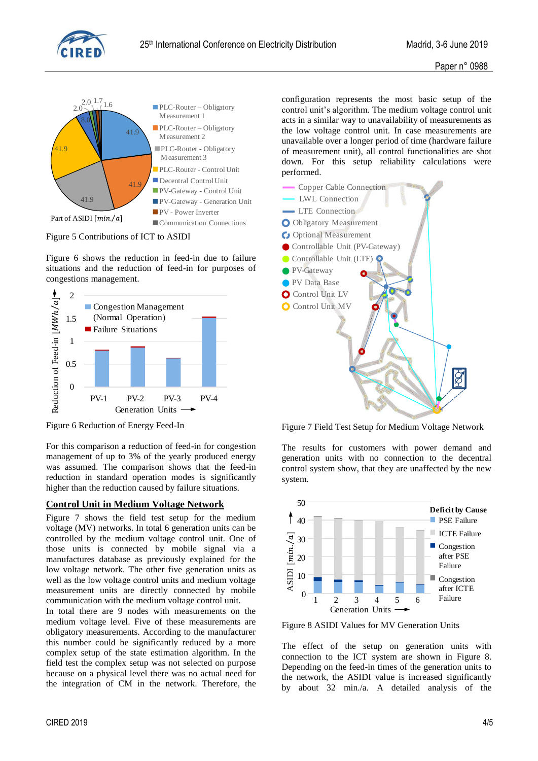Figure 5 Contributions of ICT to ASIDI

Figure 6 shows the reduction in feed-in due to failure situations and the reduction of feed-in for purposes of congestions management.

Figure 6 Reduction of Energy Feed-In

For this comparison a reduction of feed-in for congestion management of up to 3% of the yearly produced energy was assumed. The comparison shows that the feed-in reduction in standard operation modes is significantly higher than the reduction caused by failure situations.

## Control Unit in Medium Voltage Network

Figure 7 shows the field test setup for the medium voltage (MV) networks. In total 6 generation units can be controlled by the medium voltage control unit. One of those units is connected by mobile signal via a manufactures database as previously explained for the low voltage network. The other five generation units as well as the low voltage control units and medium voltage measurement units are directly connected by mobile communication with the medium voltage control unit.

In total there are 9 nodes with measurements on the medium voltage level. Five of these measurements are obligatory measurements. According to the manufacturer this number could be significantly reduced by a more complex setup of the state estimation algorithm. In the field test the complex setup was not selected on purpose because on a physical level there was no actual need for the integration of CM in the network. Therefore, the configuration represents the most basic setup of the control unit's algorithm. The medium voltage control unit acts in a similar way to unavailability of measurements as the low voltage control unit. In case measurements are unavailable over a longer period of time (hardware failure of measurement unit), all control functionalities are shot down. For this setup reliability calculations were performed.

Figure 7 Field Test Setup for Medium Voltage Network

The results for customers with power demand and generation units with no connection to the decentral control system show, that they are unaffected by the new system.

Figure 8 ASIDI Values for MV Generation Units

The effect of the setup on generation units with connection to the ICT system are shown in Figure 8. Depending on the feed-in times of the generation units to the network, the ASIDI value is increased significantly by about 32 min./a. A detailed analysis of the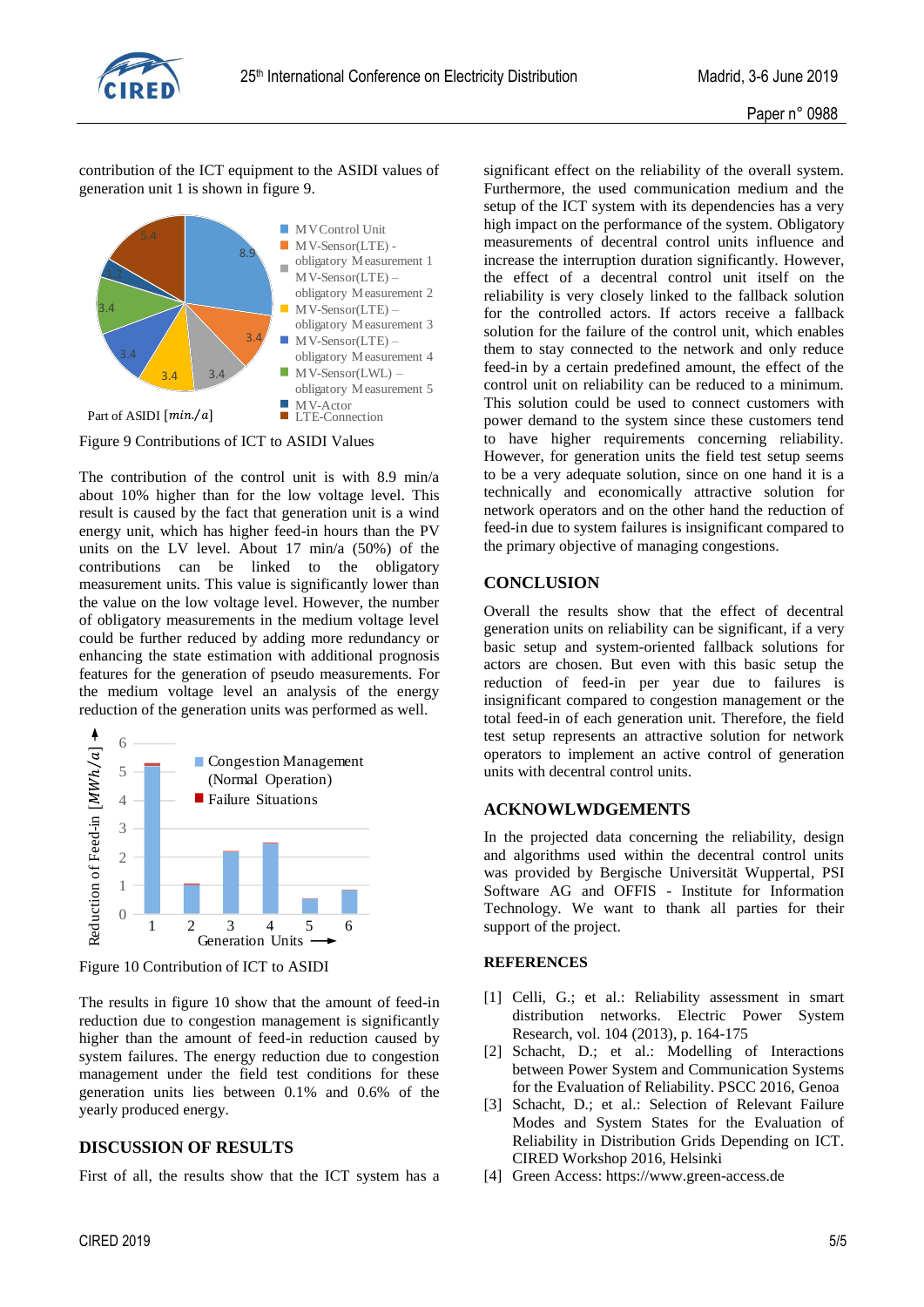contribution of the ICT equipment to the ASIDI values of generation unit 1 is shown in figure 9.

5.4
8.9
1.2
3.4
3.4
3.4
3.4
3.4

MV Control Unit
MV-Sensor(LTE) - obligatory Measurement 1
MV-Sensor(LTE) – obligatory Measurement 2
MV-Sensor(LTE) – obligatory Measurement 3
MV-Sensor(LTE) – obligatory Measurement 4
MV-Sensor(LWL) – obligatory Measurement 5
MV-Actor
LTE-Connection

Part of ASIDI [*min./a*]

Figure 9 Contributions of ICT to ASIDI Values

The contribution of the control unit is with 8.9 min/a about 10% higher than for the low voltage level. This result is caused by the fact that generation unit is a wind energy unit, which has higher feed-in hours than the PV units on the LV level. About 17 min/a (50%) of the contributions can be linked to the obligatory measurement units. This value is significantly lower than the value on the low voltage level. However, the number of obligatory measurements in the medium voltage level could be further reduced by adding more redundancy or enhancing the state estimation with additional prognosis features for the generation of pseudo measurements. For the medium voltage level an analysis of the energy reduction of the generation units was performed as well.

Reduction of Feed-in [*MWh/a*]
6
5
4
3
2
1
0
1 2 3 4 5 6
Generation Units
Congestion Management (Normal Operation)
Failure Situations

Figure 10 Contribution of ICT to ASIDI

The results in figure 10 show that the amount of feed-in reduction due to congestion management is significantly higher than the amount of feed-in reduction caused by system failures. The energy reduction due to congestion management under the field test conditions for these generation units lies between 0.1% and 0.6% of the yearly produced energy.

## DISCUSSION OF RESULTS

First of all, the results show that the ICT system has a significant effect on the reliability of the overall system. Furthermore, the used communication medium and the setup of the ICT system with its dependencies has a very high impact on the performance of the system. Obligatory measurements of decentral control units influence and increase the interruption duration significantly. However, the effect of a decentral control unit on the reliability is very closely linked to the fallback solution for the controlled actors. If actors receive a fallback solution for the failure of the control unit, which enables them to stay connected to the network and only reduce feed-in by a certain predefined amount, the effect of the control unit on reliability can be reduced to a minimum. This solution could be used to connect customers with power demand to the system since these customers tend to have higher requirements concerning reliability. However, for generation units the field test setup seems to be a very adequate solution, since on one hand it is a technically and economically attractive solution for network operators and on the other hand the reduction of feed-in due to system failures is insignificant compared to the primary objective of managing congestions.

## CONCLUSION

Overall the results show that the effect of decentral generation units on reliability can be significant, if a very basic setup and system-oriented fallback solutions for actors are chosen. But even with this basic setup the reduction of feed-in per year due to failures is insignificant compared to congestion management or the total feed-in of each generation unit. Therefore, the field test setup represents an attractive solution for network operators to implement an active control of generation units with decentral control units.

## ACKNOWLWDGEMENTS

In the projected data concerning the reliability, design and algorithms used within the decentral control units was provided by Bergische Universität Wuppertal, PSI Software AG and OFFIS - Institute for Information Technology. We want to thank all parties for their support of the project.

## REFERENCES

[1] Celli, G.; et al.: Reliability assessment in smart distribution networks. Electric Power System Research, vol. 104 (2013), p. 164-175
[2] Schacht, D.; et al.: Modelling of Interactions between Power System and Communication Systems for the Evaluation of Reliability. PSCC 2016, Genoa
[3] Schacht, D.; et al.: Selection of Relevant Failure Modes and System States for the Evaluation of Reliability in Distribution Grids Depending on ICT. CIRED Workshop 2016, Helsinki
[4] Green Access: https://www.green-access.de